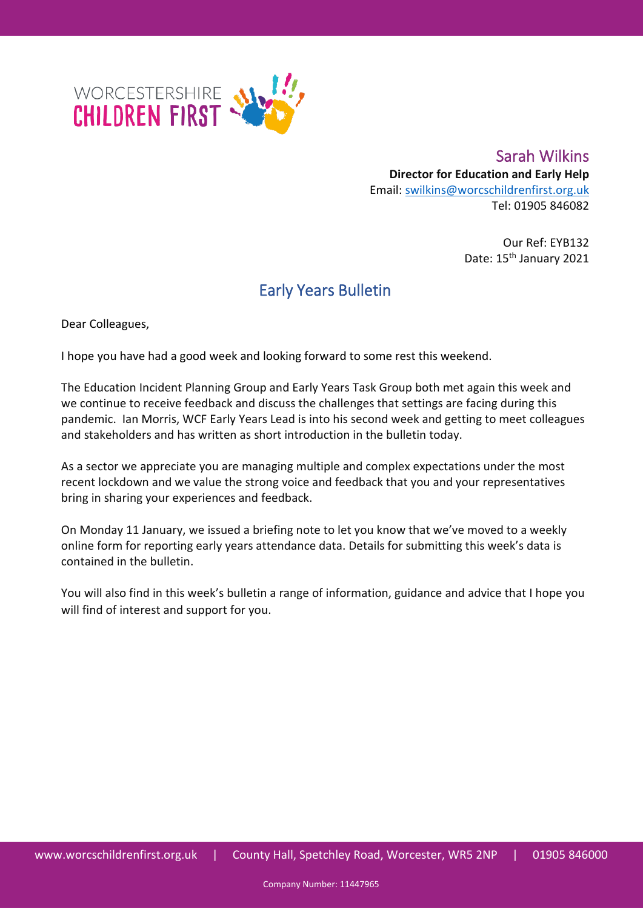WORCESTERSHIRE CHILDREN FIRST

**Sarah Wilkins**
**Director for Education and Early Help**
Email: swilkins@worcschildrenfirst.org.uk
Tel: 01905 846082

Our Ref: EYB132
Date: 15th January 2021

# Early Years Bulletin

Dear Colleagues,

I hope you have had a good week and looking forward to some rest this weekend.

The Education Incident Planning Group and Early Years Task Group both met again this week and we continue to receive feedback and discuss the challenges that settings are facing during this pandemic. Ian Morris, WCF Early Years Lead is into his second week and getting to meet colleagues and stakeholders and has written as short introduction in the bulletin today.

As a sector we appreciate you are managing multiple and complex expectations under the most recent lockdown and we value the strong voice and feedback that you and your representatives bring in sharing your experiences and feedback.

On Monday 11 January, we issued a briefing note to let you know that we've moved to a weekly online form for reporting early years attendance data. Details for submitting this week's data is contained in the bulletin.

You will also find in this week's bulletin a range of information, guidance and advice that I hope you will find of interest and support for you.

www.worcschildrenfirst.org.uk | County Hall, Spetchley Road, Worcester, WR5 2NP | 01905 846000

Company Number: 11447965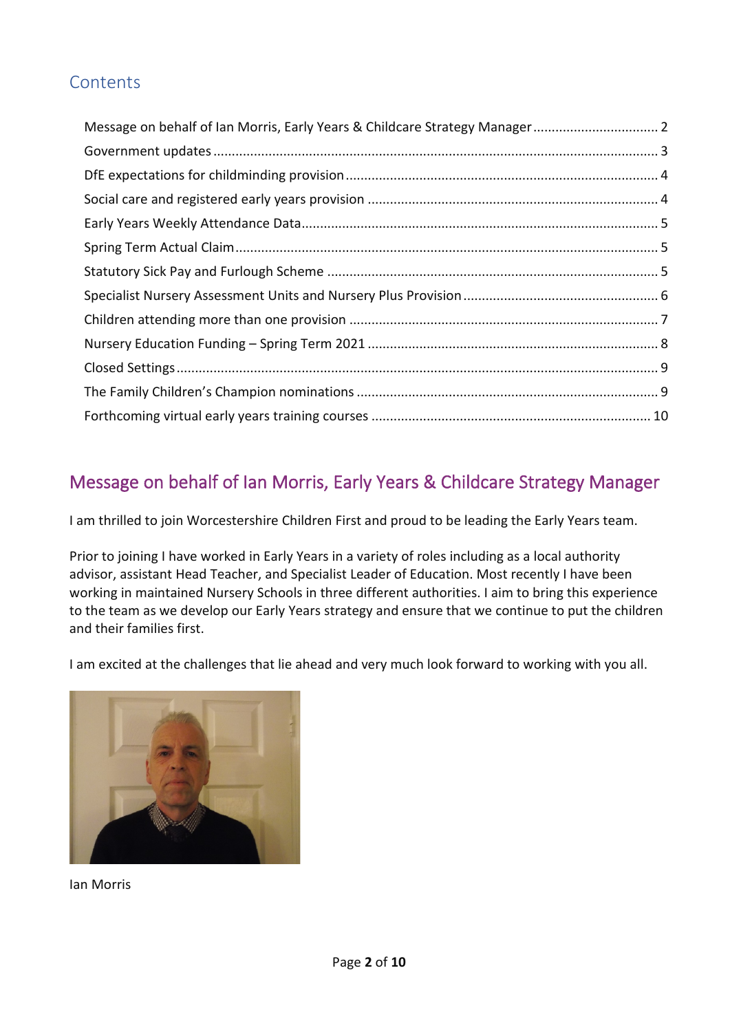## Contents

Message on behalf of Ian Morris, Early Years & Childcare Strategy Manager ..... 2
Government updates ..... 3
DfE expectations for childminding provision ..... 4
Social care and registered early years provision ..... 4
Early Years Weekly Attendance Data ..... 5
Spring Term Actual Claim ..... 5
Statutory Sick Pay and Furlough Scheme ..... 5
Specialist Nursery Assessment Units and Nursery Plus Provision ..... 6
Children attending more than one provision ..... 7
Nursery Education Funding – Spring Term 2021 ..... 8
Closed Settings ..... 9
The Family Children's Champion nominations ..... 9
Forthcoming virtual early years training courses ..... 10

## Message on behalf of Ian Morris, Early Years & Childcare Strategy Manager

I am thrilled to join Worcestershire Children First and proud to be leading the Early Years team.

Prior to joining I have worked in Early Years in a variety of roles including as a local authority advisor, assistant Head Teacher, and Specialist Leader of Education. Most recently I have been working in maintained Nursery Schools in three different authorities. I aim to bring this experience to the team as we develop our Early Years strategy and ensure that we continue to put the children and their families first.

I am excited at the challenges that lie ahead and very much look forward to working with you all.

Ian Morris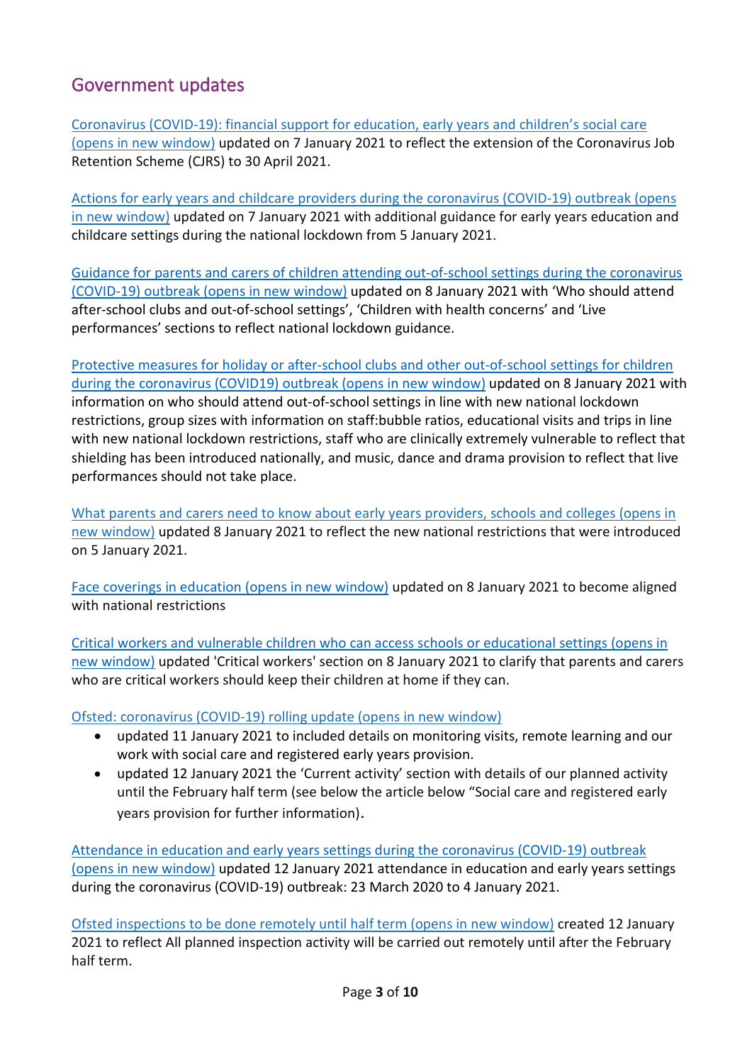## Government updates

Coronavirus (COVID-19): financial support for education, early years and children's social care (opens in new window) updated on 7 January 2021 to reflect the extension of the Coronavirus Job Retention Scheme (CJRS) to 30 April 2021.

Actions for early years and childcare providers during the coronavirus (COVID-19) outbreak (opens in new window) updated on 7 January 2021 with additional guidance for early years education and childcare settings during the national lockdown from 5 January 2021.

Guidance for parents and carers of children attending out-of-school settings during the coronavirus (COVID-19) outbreak (opens in new window) updated on 8 January 2021 with 'Who should attend after-school clubs and out-of-school settings', 'Children with health concerns' and 'Live performances' sections to reflect national lockdown guidance.

Protective measures for holiday or after-school clubs and other out-of-school settings for children during the coronavirus (COVID19) outbreak (opens in new window) updated on 8 January 2021 with information on who should attend out-of-school settings in line with new national lockdown restrictions, group sizes with information on staff:bubble ratios, educational visits and trips in line with new national lockdown restrictions, staff who are clinically extremely vulnerable to reflect that shielding has been introduced nationally, and music, dance and drama provision to reflect that live performances should not take place.

What parents and carers need to know about early years providers, schools and colleges (opens in new window) updated 8 January 2021 to reflect the new national restrictions that were introduced on 5 January 2021.

Face coverings in education (opens in new window) updated on 8 January 2021 to become aligned with national restrictions

Critical workers and vulnerable children who can access schools or educational settings (opens in new window) updated 'Critical workers' section on 8 January 2021 to clarify that parents and carers who are critical workers should keep their children at home if they can.

Ofsted: coronavirus (COVID-19) rolling update (opens in new window)

- updated 11 January 2021 to included details on monitoring visits, remote learning and our work with social care and registered early years provision.
- updated 12 January 2021 the 'Current activity' section with details of our planned activity until the February half term (see below the article below "Social care and registered early years provision for further information).

Attendance in education and early years settings during the coronavirus (COVID-19) outbreak (opens in new window) updated 12 January 2021 attendance in education and early years settings during the coronavirus (COVID-19) outbreak: 23 March 2020 to 4 January 2021.

Ofsted inspections to be done remotely until half term (opens in new window) created 12 January 2021 to reflect All planned inspection activity will be carried out remotely until after the February half term.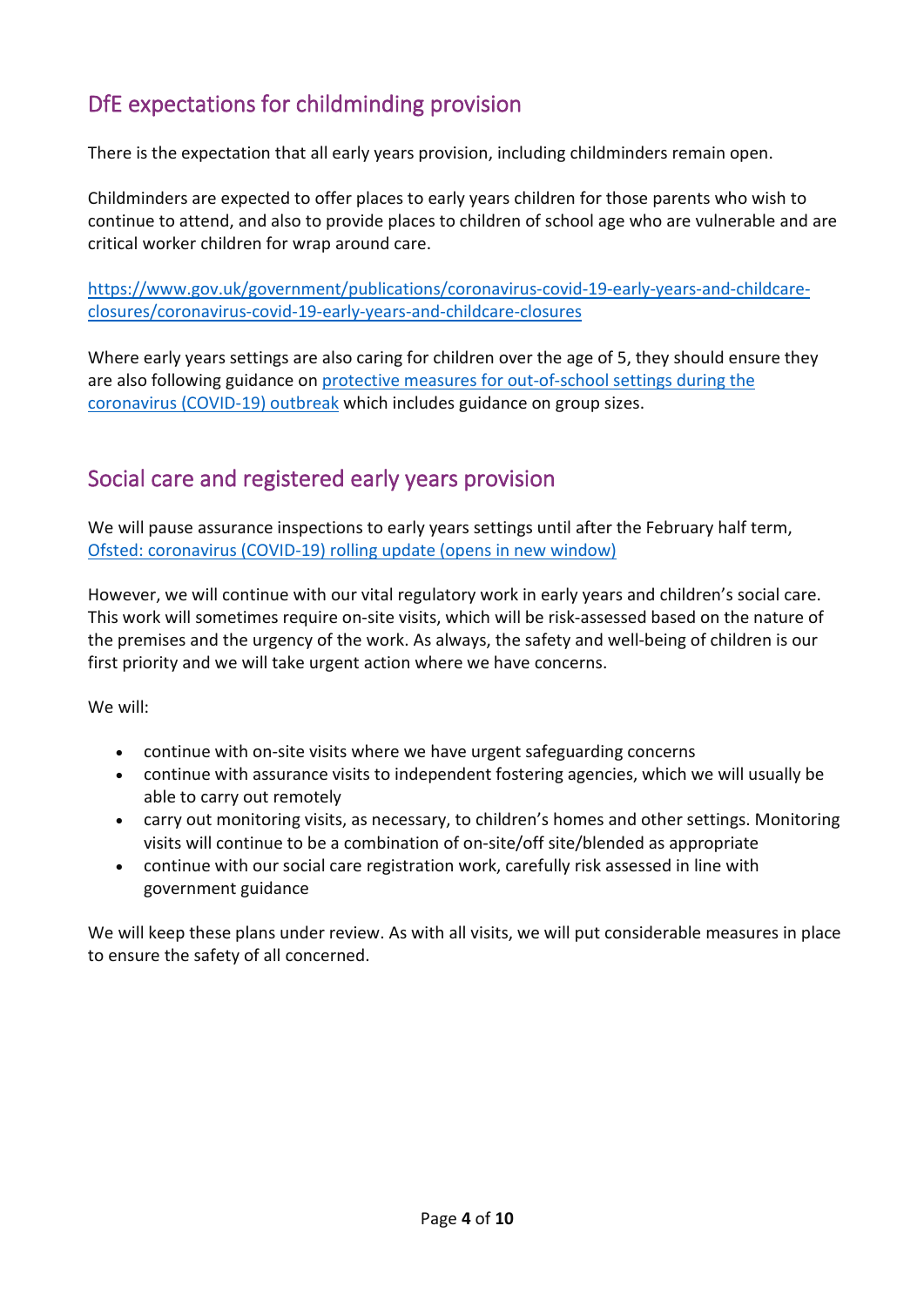## DfE expectations for childminding provision

There is the expectation that all early years provision, including childminders remain open.

Childminders are expected to offer places to early years children for those parents who wish to continue to attend, and also to provide places to children of school age who are vulnerable and are critical worker children for wrap around care.

https://www.gov.uk/government/publications/coronavirus-covid-19-early-years-and-childcare-closures/coronavirus-covid-19-early-years-and-childcare-closures

Where early years settings are also caring for children over the age of 5, they should ensure they are also following guidance on protective measures for out-of-school settings during the coronavirus (COVID-19) outbreak which includes guidance on group sizes.

## Social care and registered early years provision

We will pause assurance inspections to early years settings until after the February half term, Ofsted: coronavirus (COVID-19) rolling update (opens in new window)

However, we will continue with our vital regulatory work in early years and children's social care. This work will sometimes require on-site visits, which will be risk-assessed based on the nature of the premises and the urgency of the work. As always, the safety and well-being of children is our first priority and we will take urgent action where we have concerns.

We will:

- continue with on-site visits where we have urgent safeguarding concerns
- continue with assurance visits to independent fostering agencies, which we will usually be able to carry out remotely
- carry out monitoring visits, as necessary, to children's homes and other settings. Monitoring visits will continue to be a combination of on-site/off site/blended as appropriate
- continue with our social care registration work, carefully risk assessed in line with government guidance

We will keep these plans under review. As with all visits, we will put considerable measures in place to ensure the safety of all concerned.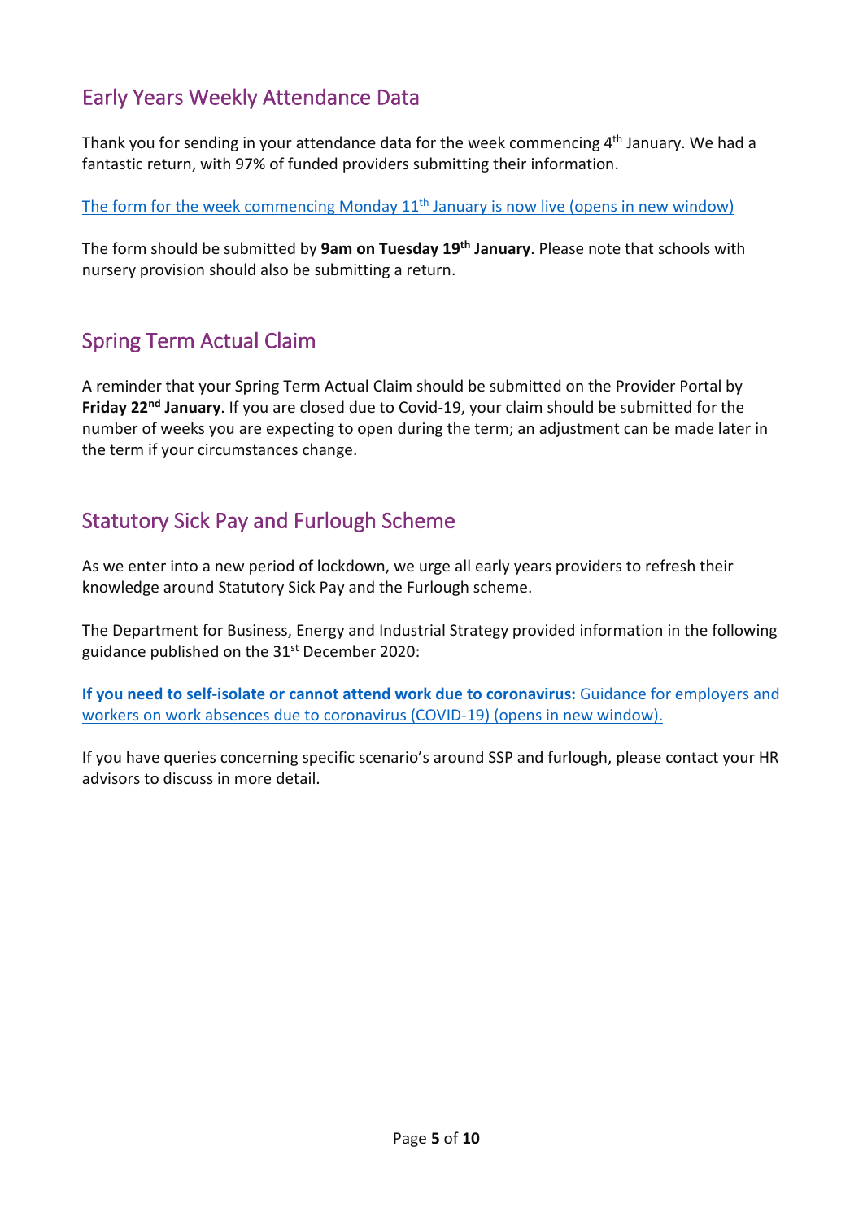## Early Years Weekly Attendance Data

Thank you for sending in your attendance data for the week commencing 4th January. We had a fantastic return, with 97% of funded providers submitting their information.

The form for the week commencing Monday 11th January is now live (opens in new window)

The form should be submitted by **9am on Tuesday 19th January**. Please note that schools with nursery provision should also be submitting a return.

## Spring Term Actual Claim

A reminder that your Spring Term Actual Claim should be submitted on the Provider Portal by **Friday 22nd January**. If you are closed due to Covid-19, your claim should be submitted for the number of weeks you are expecting to open during the term; an adjustment can be made later in the term if your circumstances change.

## Statutory Sick Pay and Furlough Scheme

As we enter into a new period of lockdown, we urge all early years providers to refresh their knowledge around Statutory Sick Pay and the Furlough scheme.

The Department for Business, Energy and Industrial Strategy provided information in the following guidance published on the 31st December 2020:

**If you need to self-isolate or cannot attend work due to coronavirus:** Guidance for employers and workers on work absences due to coronavirus (COVID-19) (opens in new window).

If you have queries concerning specific scenario's around SSP and furlough, please contact your HR advisors to discuss in more detail.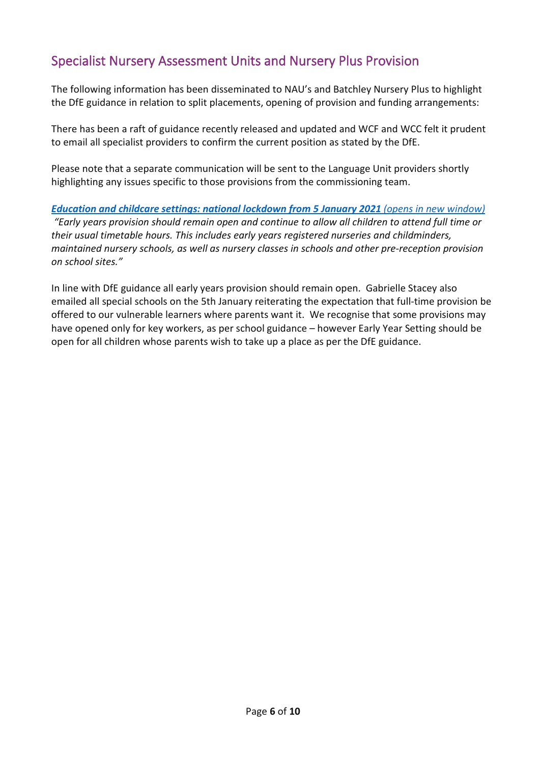## Specialist Nursery Assessment Units and Nursery Plus Provision

The following information has been disseminated to NAU's and Batchley Nursery Plus to highlight the DfE guidance in relation to split placements, opening of provision and funding arrangements:

There has been a raft of guidance recently released and updated and WCF and WCC felt it prudent to email all specialist providers to confirm the current position as stated by the DfE.

Please note that a separate communication will be sent to the Language Unit providers shortly highlighting any issues specific to those provisions from the commissioning team.

***Education and childcare settings: national lockdown from 5 January 2021** (opens in new window)*
*"Early years provision should remain open and continue to allow all children to attend full time or their usual timetable hours. This includes early years registered nurseries and childminders, maintained nursery schools, as well as nursery classes in schools and other pre-reception provision on school sites."*

In line with DfE guidance all early years provision should remain open. Gabrielle Stacey also emailed all special schools on the 5th January reiterating the expectation that full-time provision be offered to our vulnerable learners where parents want it. We recognise that some provisions may have opened only for key workers, as per school guidance – however Early Year Setting should be open for all children whose parents wish to take up a place as per the DfE guidance.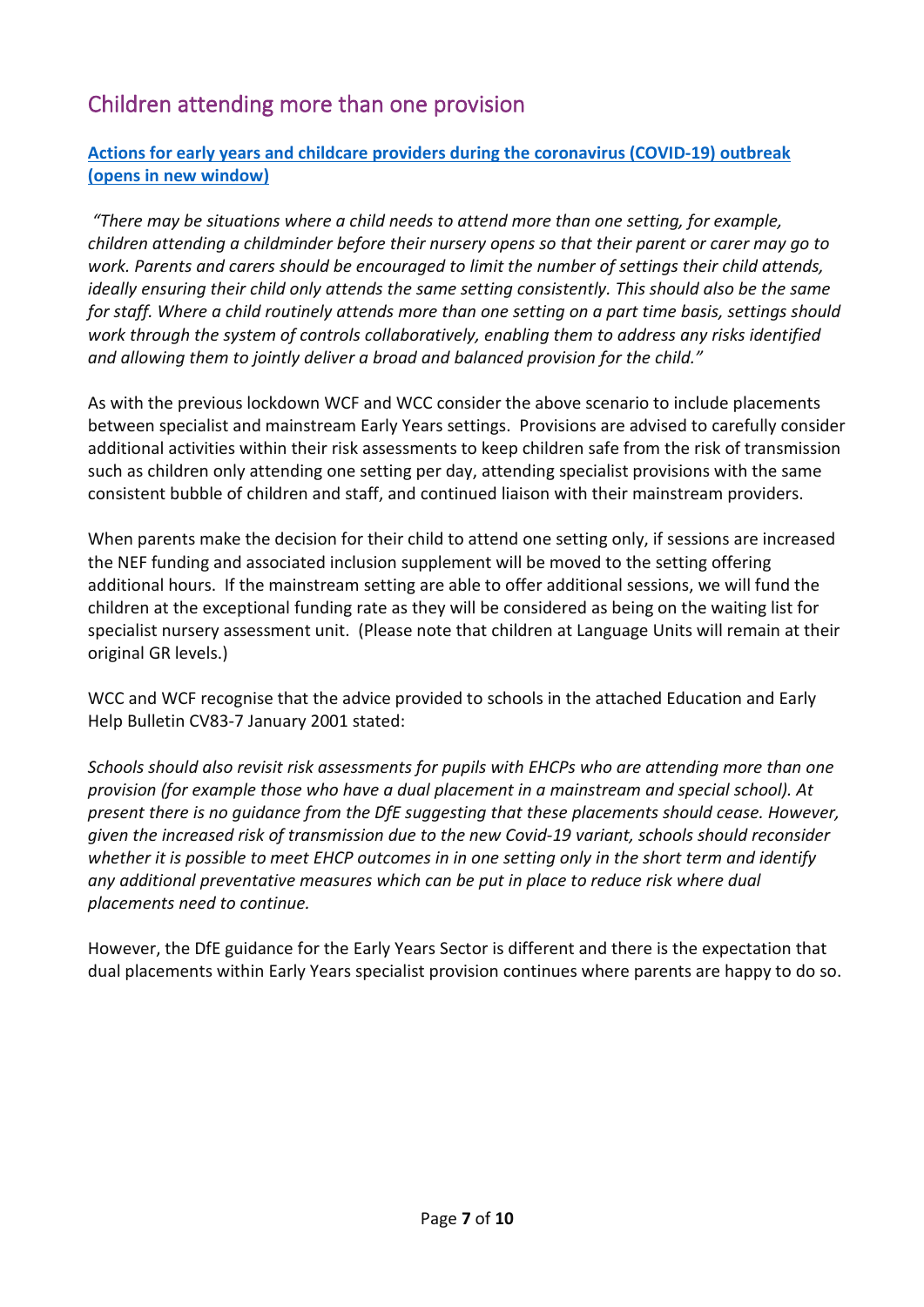## Children attending more than one provision

**[Actions for early years and childcare providers during the coronavirus (COVID-19) outbreak (opens in new window)]**

*"There may be situations where a child needs to attend more than one setting, for example, children attending a childminder before their nursery opens so that their parent or carer may go to work. Parents and carers should be encouraged to limit the number of settings their child attends, ideally ensuring their child only attends the same setting consistently. This should also be the same for staff. Where a child routinely attends more than one setting on a part time basis, settings should work through the system of controls collaboratively, enabling them to address any risks identified and allowing them to jointly deliver a broad and balanced provision for the child."*

As with the previous lockdown WCF and WCC consider the above scenario to include placements between specialist and mainstream Early Years settings. Provisions are advised to carefully consider additional activities within their risk assessments to keep children safe from the risk of transmission such as children only attending one setting per day, attending specialist provisions with the same consistent bubble of children and staff, and continued liaison with their mainstream providers.

When parents make the decision for their child to attend one setting only, if sessions are increased the NEF funding and associated inclusion supplement will be moved to the setting offering additional hours. If the mainstream setting are able to offer additional sessions, we will fund the children at the exceptional funding rate as they will be considered as being on the waiting list for specialist nursery assessment unit. (Please note that children at Language Units will remain at their original GR levels.)

WCC and WCF recognise that the advice provided to schools in the attached Education and Early Help Bulletin CV83-7 January 2001 stated:

*Schools should also revisit risk assessments for pupils with EHCPs who are attending more than one provision (for example those who have a dual placement in a mainstream and special school). At present there is no guidance from the DfE suggesting that these placements should cease. However, given the increased risk of transmission due to the new Covid-19 variant, schools should reconsider whether it is possible to meet EHCP outcomes in in one setting only in the short term and identify any additional preventative measures which can be put in place to reduce risk where dual placements need to continue.*

However, the DfE guidance for the Early Years Sector is different and there is the expectation that dual placements within Early Years specialist provision continues where parents are happy to do so.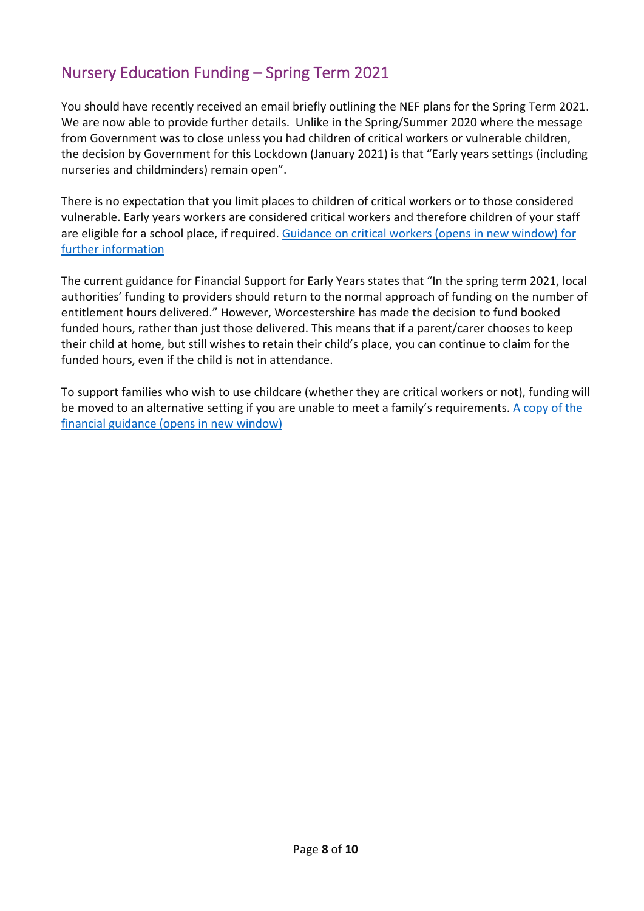## Nursery Education Funding – Spring Term 2021

You should have recently received an email briefly outlining the NEF plans for the Spring Term 2021. We are now able to provide further details. Unlike in the Spring/Summer 2020 where the message from Government was to close unless you had children of critical workers or vulnerable children, the decision by Government for this Lockdown (January 2021) is that "Early years settings (including nurseries and childminders) remain open".

There is no expectation that you limit places to children of critical workers or to those considered vulnerable. Early years workers are considered critical workers and therefore children of your staff are eligible for a school place, if required. Guidance on critical workers (opens in new window) for further information

The current guidance for Financial Support for Early Years states that "In the spring term 2021, local authorities' funding to providers should return to the normal approach of funding on the number of entitlement hours delivered." However, Worcestershire has made the decision to fund booked funded hours, rather than just those delivered. This means that if a parent/carer chooses to keep their child at home, but still wishes to retain their child's place, you can continue to claim for the funded hours, even if the child is not in attendance.

To support families who wish to use childcare (whether they are critical workers or not), funding will be moved to an alternative setting if you are unable to meet a family's requirements. A copy of the financial guidance (opens in new window)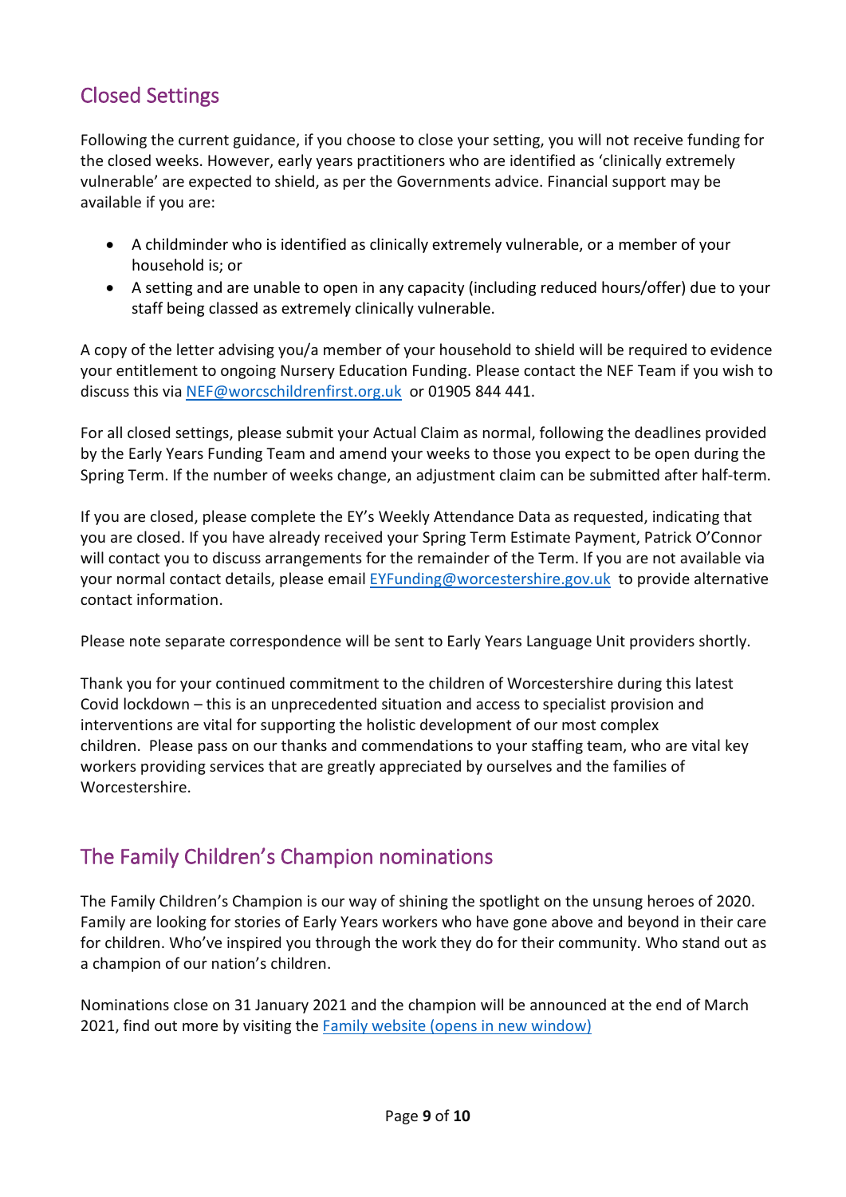## Closed Settings

Following the current guidance, if you choose to close your setting, you will not receive funding for the closed weeks. However, early years practitioners who are identified as 'clinically extremely vulnerable' are expected to shield, as per the Governments advice. Financial support may be available if you are:

- A childminder who is identified as clinically extremely vulnerable, or a member of your household is; or
- A setting and are unable to open in any capacity (including reduced hours/offer) due to your staff being classed as extremely clinically vulnerable.

A copy of the letter advising you/a member of your household to shield will be required to evidence your entitlement to ongoing Nursery Education Funding. Please contact the NEF Team if you wish to discuss this via [NEF@worcschildrenfirst.org.uk](mailto:NEF@worcschildrenfirst.org.uk) or 01905 844 441.

For all closed settings, please submit your Actual Claim as normal, following the deadlines provided by the Early Years Funding Team and amend your weeks to those you expect to be open during the Spring Term. If the number of weeks change, an adjustment claim can be submitted after half-term.

If you are closed, please complete the EY's Weekly Attendance Data as requested, indicating that you are closed. If you have already received your Spring Term Estimate Payment, Patrick O'Connor will contact you to discuss arrangements for the remainder of the Term. If you are not available via your normal contact details, please email [EYFunding@worcestershire.gov.uk](mailto:EYFunding@worcestershire.gov.uk) to provide alternative contact information.

Please note separate correspondence will be sent to Early Years Language Unit providers shortly.

Thank you for your continued commitment to the children of Worcestershire during this latest Covid lockdown – this is an unprecedented situation and access to specialist provision and interventions are vital for supporting the holistic development of our most complex children. Please pass on our thanks and commendations to your staffing team, who are vital key workers providing services that are greatly appreciated by ourselves and the families of Worcestershire.

## The Family Children's Champion nominations

The Family Children's Champion is our way of shining the spotlight on the unsung heroes of 2020. Family are looking for stories of Early Years workers who have gone above and beyond in their care for children. Who've inspired you through the work they do for their community. Who stand out as a champion of our nation's children.

Nominations close on 31 January 2021 and the champion will be announced at the end of March 2021, find out more by visiting the Family website (opens in new window)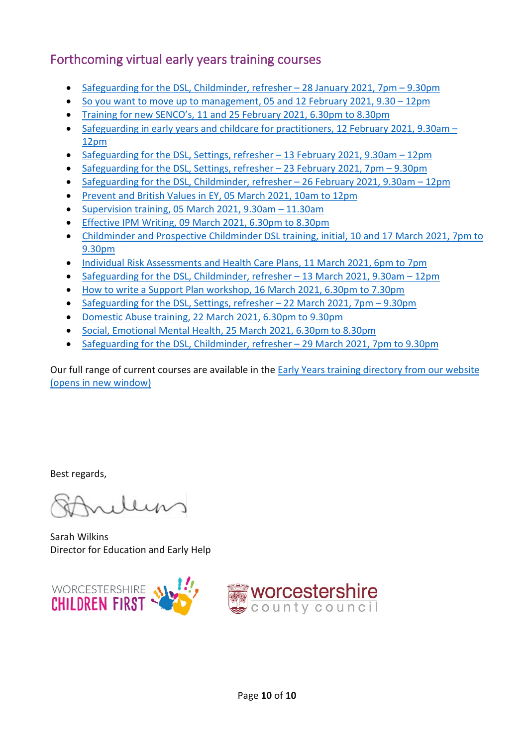## Forthcoming virtual early years training courses

- Safeguarding for the DSL, Childminder, refresher – 28 January 2021, 7pm – 9.30pm
- So you want to move up to management, 05 and 12 February 2021, 9.30 – 12pm
- Training for new SENCO's, 11 and 25 February 2021, 6.30pm to 8.30pm
- Safeguarding in early years and childcare for practitioners, 12 February 2021, 9.30am – 12pm
- Safeguarding for the DSL, Settings, refresher – 13 February 2021, 9.30am – 12pm
- Safeguarding for the DSL, Settings, refresher – 23 February 2021, 7pm – 9.30pm
- Safeguarding for the DSL, Childminder, refresher – 26 February 2021, 9.30am – 12pm
- Prevent and British Values in EY, 05 March 2021, 10am to 12pm
- Supervision training, 05 March 2021, 9.30am – 11.30am
- Effective IPM Writing, 09 March 2021, 6.30pm to 8.30pm
- Childminder and Prospective Childminder DSL training, initial, 10 and 17 March 2021, 7pm to 9.30pm
- Individual Risk Assessments and Health Care Plans, 11 March 2021, 6pm to 7pm
- Safeguarding for the DSL, Childminder, refresher – 13 March 2021, 9.30am – 12pm
- How to write a Support Plan workshop, 16 March 2021, 6.30pm to 7.30pm
- Safeguarding for the DSL, Settings, refresher – 22 March 2021, 7pm – 9.30pm
- Domestic Abuse training, 22 March 2021, 6.30pm to 9.30pm
- Social, Emotional Mental Health, 25 March 2021, 6.30pm to 8.30pm
- Safeguarding for the DSL, Childminder, refresher – 29 March 2021, 7pm to 9.30pm

Our full range of current courses are available in the Early Years training directory from our website (opens in new window)

Best regards,

Sarah Wilkins
Director for Education and Early Help

WORCESTERSHIRE CHILDREN FIRST

worcestershire county council